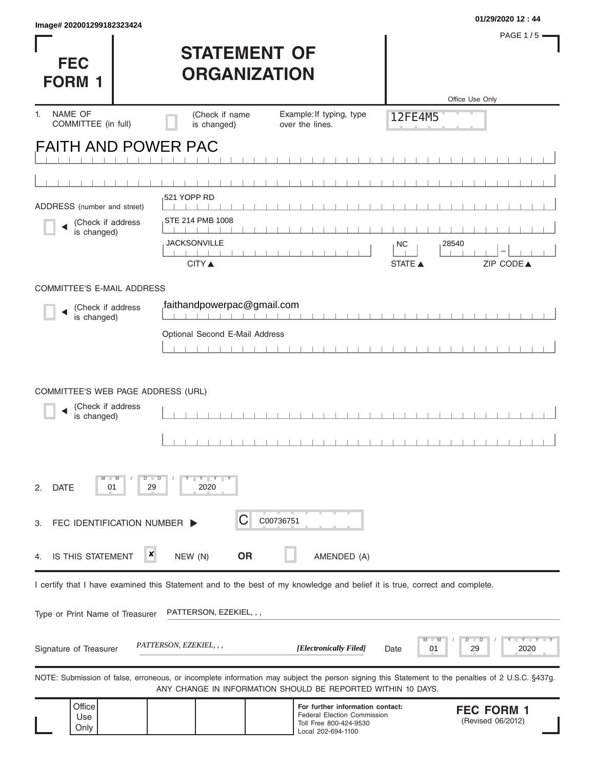Image# 202001299182323424

01/29/2020 12 : 44

# FEC FORM 1

# STATEMENT OF ORGANIZATION

Office Use Only

12FE4M5

1. NAME OF COMMITTEE (in full) (Check if name is changed) Example: If typing, type over the lines.

FAITH AND POWER PAC

ADDRESS (number and street)

(Check if address is changed)

521 YOPP RD

STE 214 PMB 1008

JACKSONVILLE — NC — 28540

CITY ▲ STATE ▲ ZIP CODE ▲

COMMITTEE'S E-MAIL ADDRESS

(Check if address is changed)

faithandpowerpac@gmail.com

Optional Second E-Mail Address

COMMITTEE'S WEB PAGE ADDRESS (URL)

(Check if address is changed)

2. DATE 01 / 29 / 2020

3. FEC IDENTIFICATION NUMBER ▶ C C00736751

4. IS THIS STATEMENT [x] NEW (N) **OR** [ ] AMENDED (A)

I certify that I have examined this Statement and to the best of my knowledge and belief it is true, correct and complete.

Type or Print Name of Treasurer PATTERSON, EZEKIEL, , ,

Signature of Treasurer *PATTERSON, EZEKIEL, , ,* ***[Electronically Filed]*** Date 01 / 29 / 2020

NOTE: Submission of false, erroneous, or incomplete information may subject the person signing this Statement to the penalties of 2 U.S.C. §437g. ANY CHANGE IN INFORMATION SHOULD BE REPORTED WITHIN 10 DAYS.

Office Use Only

**For further information contact:**
Federal Election Commission
Toll Free 800-424-9530
Local 202-694-1100

**FEC FORM 1**
(Revised 06/2012)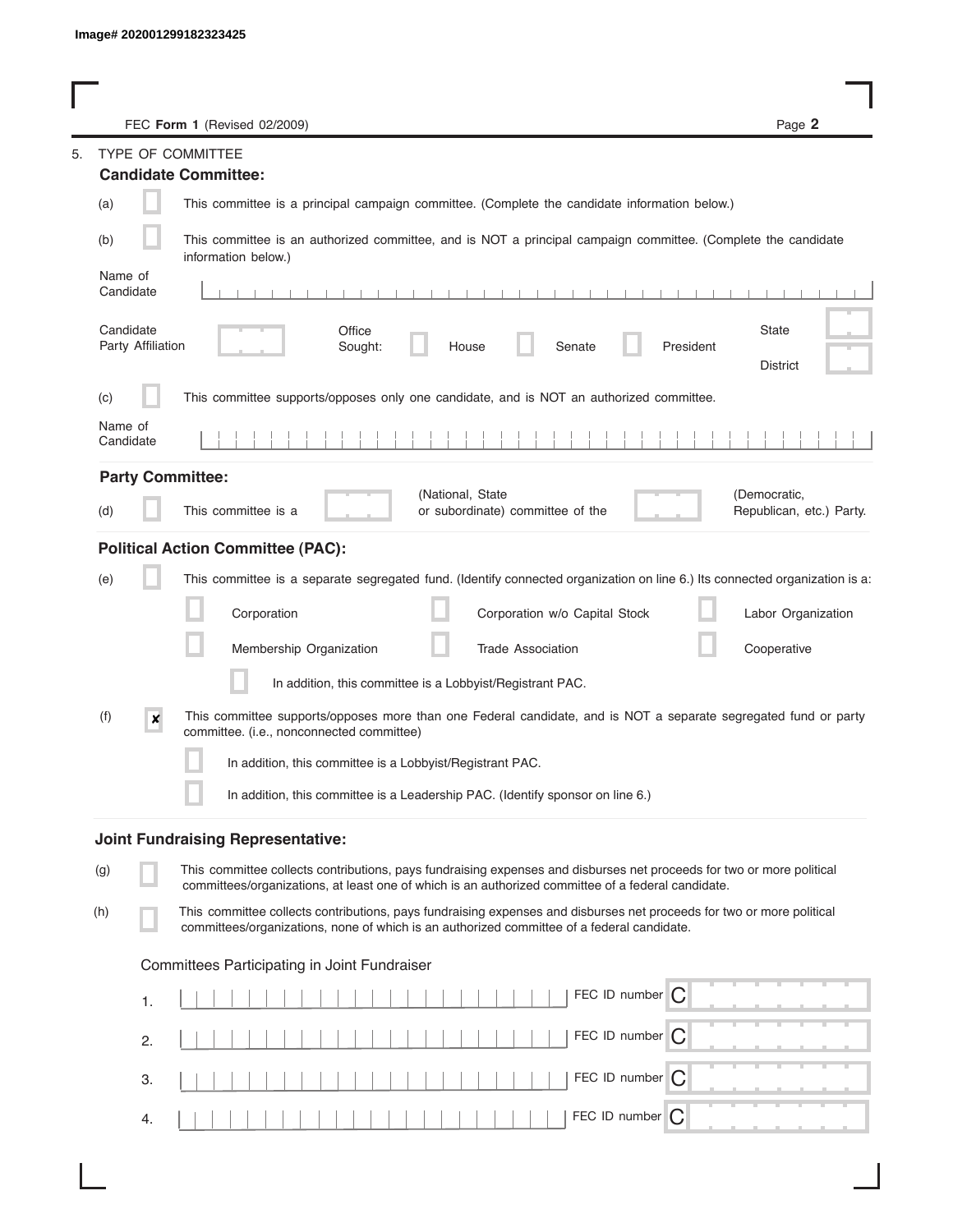Image# 202001299182323425

FEC **Form 1** (Revised 02/2009)

5. TYPE OF COMMITTEE

**Candidate Committee:**

(a) ☐ This committee is a principal campaign committee. (Complete the candidate information below.)

(b) ☐ This committee is an authorized committee, and is NOT a principal campaign committee. (Complete the candidate information below.)

Name of Candidate

Candidate Party Affiliation

Office Sought: ☐ House ☐ Senate ☐ President

State

District

(c) ☐ This committee supports/opposes only one candidate, and is NOT an authorized committee.

Name of Candidate

**Party Committee:**

(d) ☐ This committee is a ______ (National, State or subordinate) committee of the ______ (Democratic, Republican, etc.) Party.

**Political Action Committee (PAC):**

(e) ☐ This committee is a separate segregated fund. (Identify connected organization on line 6.) Its connected organization is a:

☐ Corporation ☐ Corporation w/o Capital Stock ☐ Labor Organization

☐ Membership Organization ☐ Trade Association ☐ Cooperative

☐ In addition, this committee is a Lobbyist/Registrant PAC.

(f) ☒ This committee supports/opposes more than one Federal candidate, and is NOT a separate segregated fund or party committee. (i.e., nonconnected committee)

☐ In addition, this committee is a Lobbyist/Registrant PAC.

☐ In addition, this committee is a Leadership PAC. (Identify sponsor on line 6.)

**Joint Fundraising Representative:**

(g) ☐ This committee collects contributions, pays fundraising expenses and disburses net proceeds for two or more political committees/organizations, at least one of which is an authorized committee of a federal candidate.

(h) ☐ This committee collects contributions, pays fundraising expenses and disburses net proceeds for two or more political committees/organizations, none of which is an authorized committee of a federal candidate.

Committees Participating in Joint Fundraiser

1. FEC ID number C

2. FEC ID number C

3. FEC ID number C

4. FEC ID number C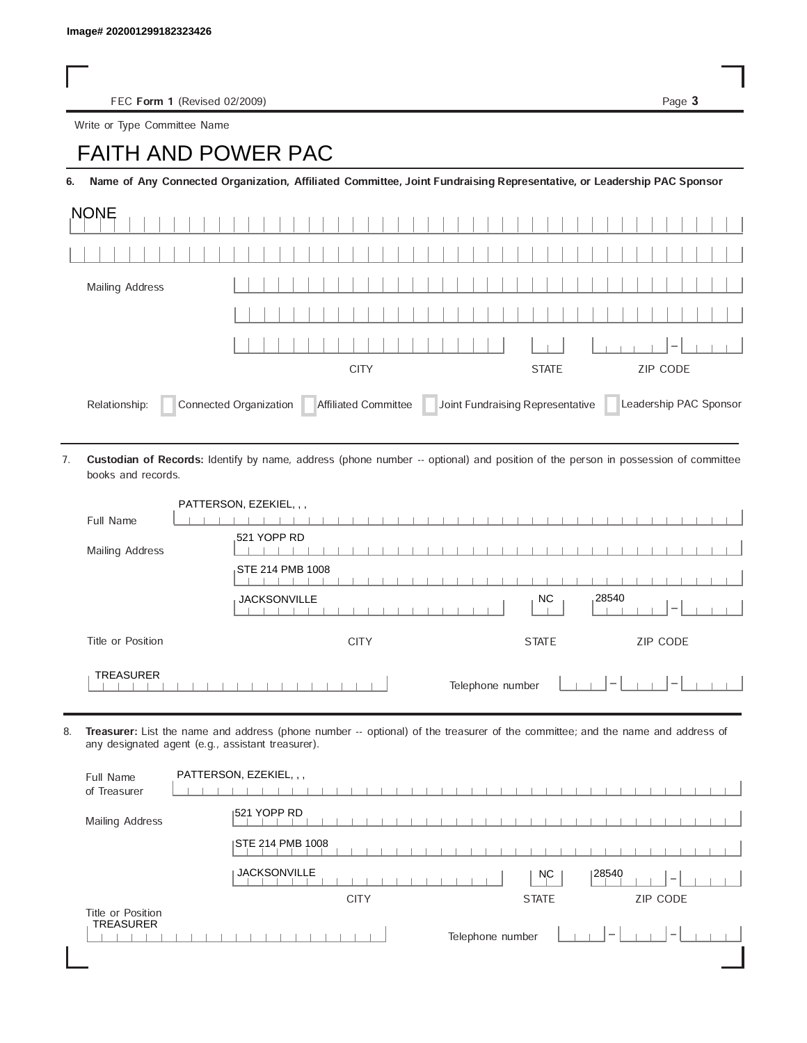Image# 202001299182323426

FEC **Form 1** (Revised 02/2009)

Write or Type Committee Name

# FAITH AND POWER PAC

**6. Name of Any Connected Organization, Affiliated Committee, Joint Fundraising Representative, or Leadership PAC Sponsor**

NONE

Mailing Address

CITY | STATE | ZIP CODE

Relationship: ☐ Connected Organization ☐ Affiliated Committee ☐ Joint Fundraising Representative ☐ Leadership PAC Sponsor

---

7. **Custodian of Records:** Identify by name, address (phone number -- optional) and position of the person in possession of committee books and records.

Full Name: PATTERSON, EZEKIEL, , ,

Mailing Address: 521 YOPP RD

STE 214 PMB 1008

JACKSONVILLE | NC | 28540

CITY | STATE | ZIP CODE

Title or Position: TREASURER

Telephone number

---

8. **Treasurer:** List the name and address (phone number -- optional) of the treasurer of the committee; and the name and address of any designated agent (e.g., assistant treasurer).

Full Name of Treasurer: PATTERSON, EZEKIEL, , ,

Mailing Address: 521 YOPP RD

STE 214 PMB 1008

JACKSONVILLE | NC | 28540

CITY | STATE | ZIP CODE

Title or Position: TREASURER

Telephone number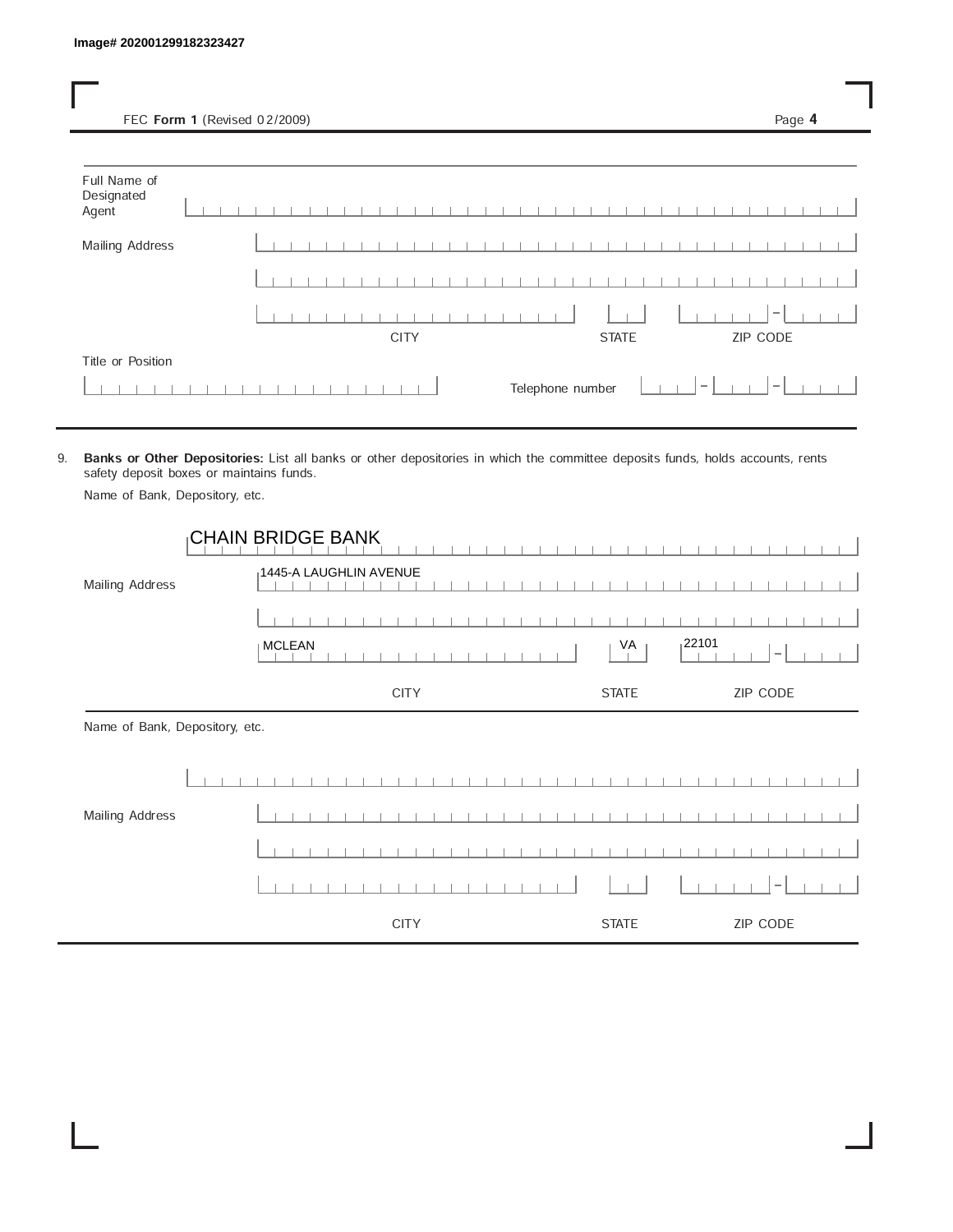Image# 202001299182323427

FEC **Form 1** (Revised 02/2009)

Full Name of Designated Agent

Mailing Address

CITY | STATE | ZIP CODE

Title or Position

Telephone number

9. **Banks or Other Depositories:** List all banks or other depositories in which the committee deposits funds, holds accounts, rents safety deposit boxes or maintains funds.

Name of Bank, Depository, etc.

CHAIN BRIDGE BANK

Mailing Address

1445-A LAUGHLIN AVENUE

| CITY | STATE | ZIP CODE |
|---|---|---|
| MCLEAN | VA | 22101 |

Name of Bank, Depository, etc.

Mailing Address

CITY | STATE | ZIP CODE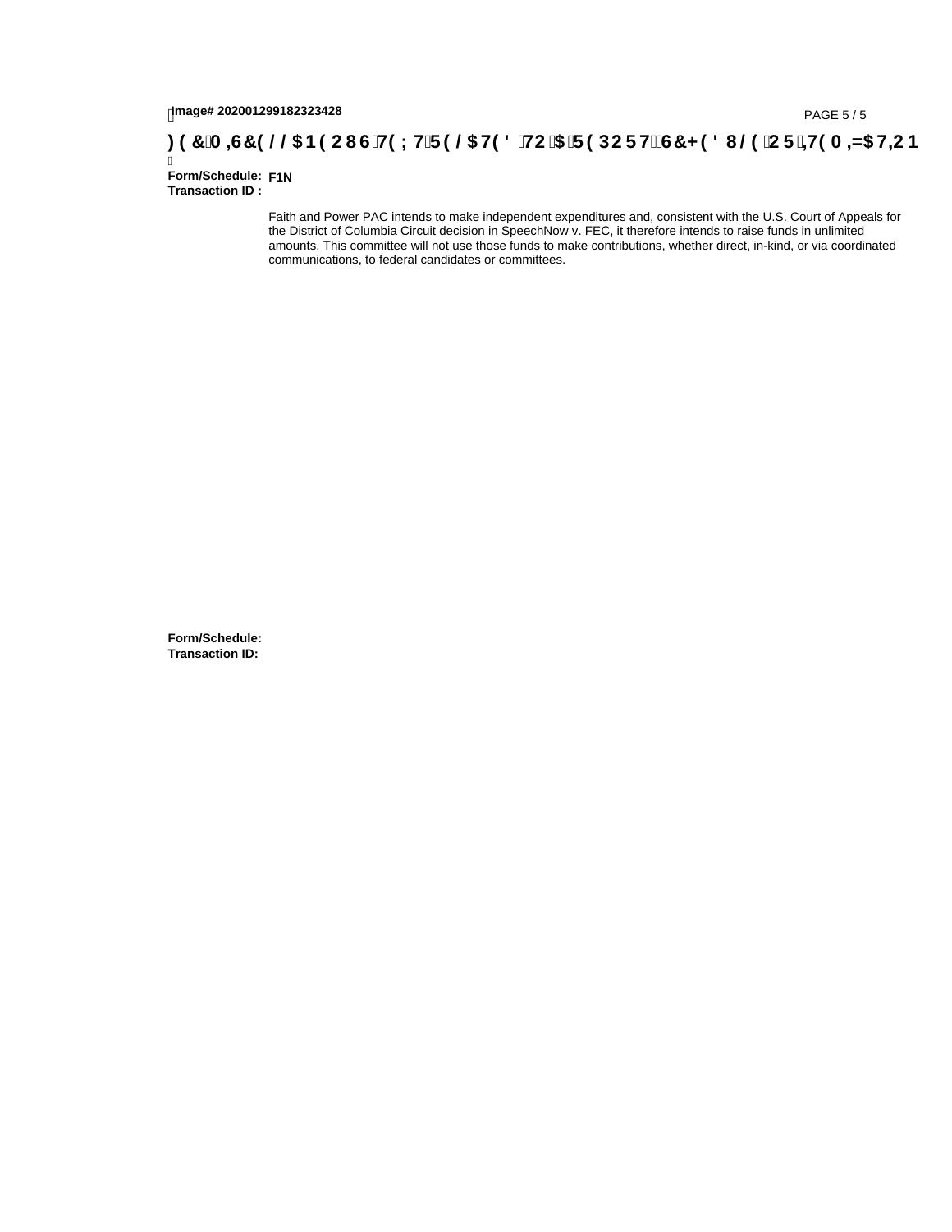Image# 202001299182323428

) ( &0 ,6&( / / $1 ( 2 8 6 7( ; 7 5 ( / $7( ' 72 $ 5 ( 3 2 5 7 6&+ ( ' 8 / ( 2 5 ,7( 0 ,=$7,2 1

**Form/Schedule:** F1N
**Transaction ID :**

Faith and Power PAC intends to make independent expenditures and, consistent with the U.S. Court of Appeals for the District of Columbia Circuit decision in SpeechNow v. FEC, it therefore intends to raise funds in unlimited amounts. This committee will not use those funds to make contributions, whether direct, in-kind, or via coordinated communications, to federal candidates or committees.

**Form/Schedule:**
**Transaction ID:**